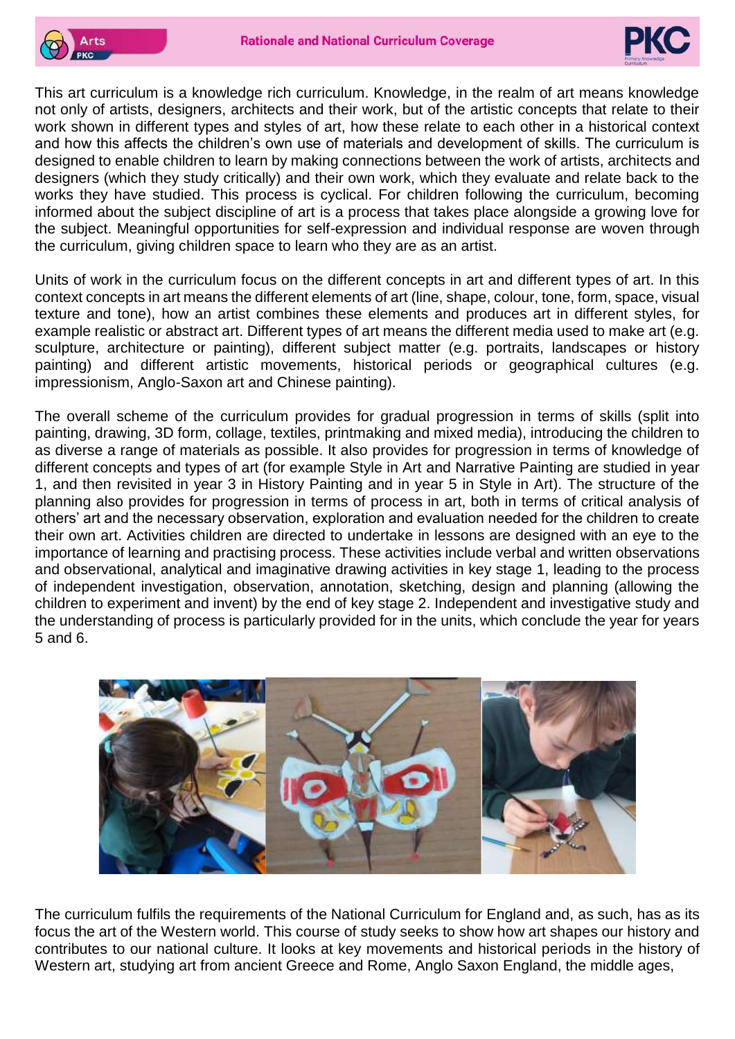# Rationale and National Curriculum Coverage

This art curriculum is a knowledge rich curriculum. Knowledge, in the realm of art means knowledge not only of artists, designers, architects and their work, but of the artistic concepts that relate to their work shown in different types and styles of art, how these relate to each other in a historical context and how this affects the children's own use of materials and development of skills. The curriculum is designed to enable children to learn by making connections between the work of artists, architects and designers (which they study critically) and their own work, which they evaluate and relate back to the works they have studied. This process is cyclical. For children following the curriculum, becoming informed about the subject discipline of art is a process that takes place alongside a growing love for the subject. Meaningful opportunities for self-expression and individual response are woven through the curriculum, giving children space to learn who they are as an artist.

Units of work in the curriculum focus on the different concepts in art and different types of art. In this context concepts in art means the different elements of art (line, shape, colour, tone, form, space, visual texture and tone), how an artist combines these elements and produces art in different styles, for example realistic or abstract art. Different types of art means the different media used to make art (e.g. sculpture, architecture or painting), different subject matter (e.g. portraits, landscapes or history painting) and different artistic movements, historical periods or geographical cultures (e.g. impressionism, Anglo-Saxon art and Chinese painting).

The overall scheme of the curriculum provides for gradual progression in terms of skills (split into painting, drawing, 3D form, collage, textiles, printmaking and mixed media), introducing the children to as diverse a range of materials as possible. It also provides for progression in terms of knowledge of different concepts and types of art (for example Style in Art and Narrative Painting are studied in year 1, and then revisited in year 3 in History Painting and in year 5 in Style in Art). The structure of the planning also provides for progression in terms of process in art, both in terms of critical analysis of others' art and the necessary observation, exploration and evaluation needed for the children to create their own art. Activities children are directed to undertake in lessons are designed with an eye to the importance of learning and practising process. These activities include verbal and written observations and observational, analytical and imaginative drawing activities in key stage 1, leading to the process of independent investigation, observation, annotation, sketching, design and planning (allowing the children to experiment and invent) by the end of key stage 2. Independent and investigative study and the understanding of process is particularly provided for in the units, which conclude the year for years 5 and 6.

The curriculum fulfils the requirements of the National Curriculum for England and, as such, has as its focus the art of the Western world. This course of study seeks to show how art shapes our history and contributes to our national culture. It looks at key movements and historical periods in the history of Western art, studying art from ancient Greece and Rome, Anglo Saxon England, the middle ages,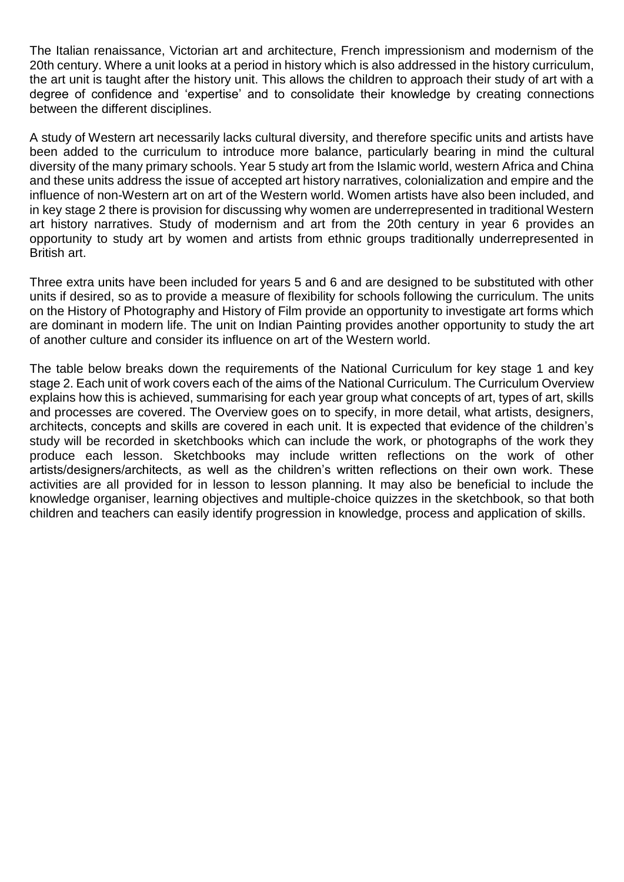The Italian renaissance, Victorian art and architecture, French impressionism and modernism of the 20th century. Where a unit looks at a period in history which is also addressed in the history curriculum, the art unit is taught after the history unit. This allows the children to approach their study of art with a degree of confidence and 'expertise' and to consolidate their knowledge by creating connections between the different disciplines.

A study of Western art necessarily lacks cultural diversity, and therefore specific units and artists have been added to the curriculum to introduce more balance, particularly bearing in mind the cultural diversity of the many primary schools. Year 5 study art from the Islamic world, western Africa and China and these units address the issue of accepted art history narratives, colonialization and empire and the influence of non-Western art on art of the Western world. Women artists have also been included, and in key stage 2 there is provision for discussing why women are underrepresented in traditional Western art history narratives. Study of modernism and art from the 20th century in year 6 provides an opportunity to study art by women and artists from ethnic groups traditionally underrepresented in British art.

Three extra units have been included for years 5 and 6 and are designed to be substituted with other units if desired, so as to provide a measure of flexibility for schools following the curriculum. The units on the History of Photography and History of Film provide an opportunity to investigate art forms which are dominant in modern life. The unit on Indian Painting provides another opportunity to study the art of another culture and consider its influence on art of the Western world.

The table below breaks down the requirements of the National Curriculum for key stage 1 and key stage 2. Each unit of work covers each of the aims of the National Curriculum. The Curriculum Overview explains how this is achieved, summarising for each year group what concepts of art, types of art, skills and processes are covered. The Overview goes on to specify, in more detail, what artists, designers, architects, concepts and skills are covered in each unit. It is expected that evidence of the children's study will be recorded in sketchbooks which can include the work, or photographs of the work they produce each lesson. Sketchbooks may include written reflections on the work of other artists/designers/architects, as well as the children's written reflections on their own work. These activities are all provided for in lesson to lesson planning. It may also be beneficial to include the knowledge organiser, learning objectives and multiple-choice quizzes in the sketchbook, so that both children and teachers can easily identify progression in knowledge, process and application of skills.